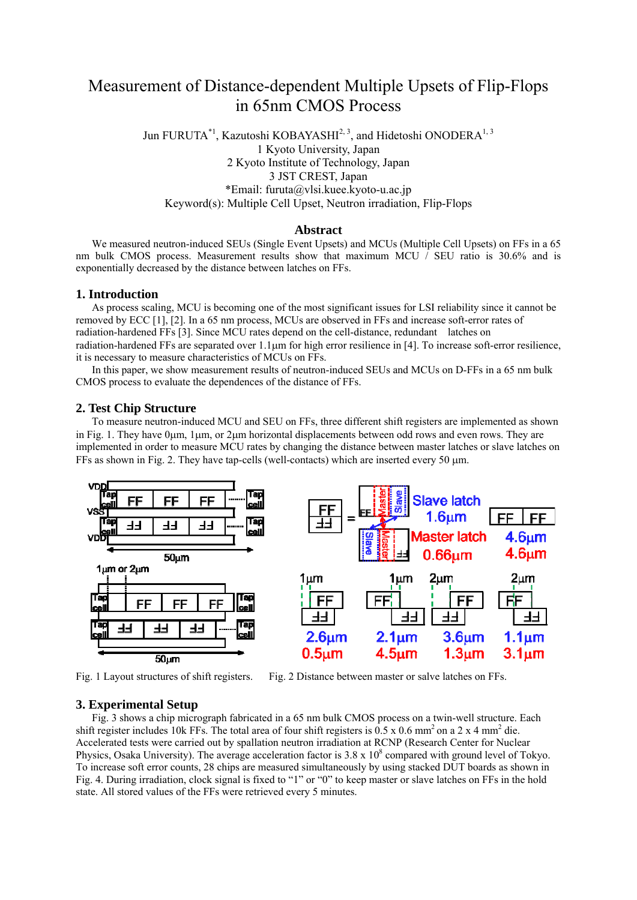# Measurement of Distance-dependent Multiple Upsets of Flip-Flops in 65nm CMOS Process

Jun FURUTA[*1], Kazutoshi KOBAYASHI[2, 3], and Hidetoshi ONODERA[1, 3]

1 Kyoto University, Japan

2 Kyoto Institute of Technology, Japan

3 JST CREST, Japan

*Email: furuta@vlsi.kuee.kyoto-u.ac.jp

Keyword(s): Multiple Cell Upset, Neutron irradiation, Flip-Flops

## Abstract

We measured neutron-induced SEUs (Single Event Upsets) and MCUs (Multiple Cell Upsets) on FFs in a 65 nm bulk CMOS process. Measurement results show that maximum MCU / SEU ratio is 30.6% and is exponentially decreased by the distance between latches on FFs.

## 1. Introduction

As process scaling, MCU is becoming one of the most significant issues for LSI reliability since it cannot be removed by ECC [1], [2]. In a 65 nm process, MCUs are observed in FFs and increase soft-error rates of radiation-hardened FFs [3]. Since MCU rates depend on the cell-distance, redundant latches on radiation-hardened FFs are separated over 1.1μm for high error resilience in [4]. To increase soft-error resilience, it is necessary to measure characteristics of MCUs on FFs.

In this paper, we show measurement results of neutron-induced SEUs and MCUs on D-FFs in a 65 nm bulk CMOS process to evaluate the dependences of the distance of FFs.

## 2. Test Chip Structure

To measure neutron-induced MCU and SEU on FFs, three different shift registers are implemented as shown in Fig. 1. They have 0μm, 1μm, or 2μm horizontal displacements between odd rows and even rows. They are implemented in order to measure MCU rates by changing the distance between master latches or slave latches on FFs as shown in Fig. 2. They have tap-cells (well-contacts) which are inserted every 50 μm.

Fig. 1 Layout structures of shift registers.

Fig. 2 Distance between master or salve latches on FFs.

## 3. Experimental Setup

Fig. 3 shows a chip micrograph fabricated in a 65 nm bulk CMOS process on a twin-well structure. Each shift register includes 10k FFs. The total area of four shift registers is 0.5 x 0.6 mm$^2$ on a 2 x 4 mm$^2$ die. Accelerated tests were carried out by spallation neutron irradiation at RCNP (Research Center for Nuclear Physics, Osaka University). The average acceleration factor is 3.8 x 10$^8$ compared with ground level of Tokyo. To increase soft error counts, 28 chips are measured simultaneously by using stacked DUT boards as shown in Fig. 4. During irradiation, clock signal is fixed to "1" or "0" to keep master or slave latches on FFs in the hold state. All stored values of the FFs were retrieved every 5 minutes.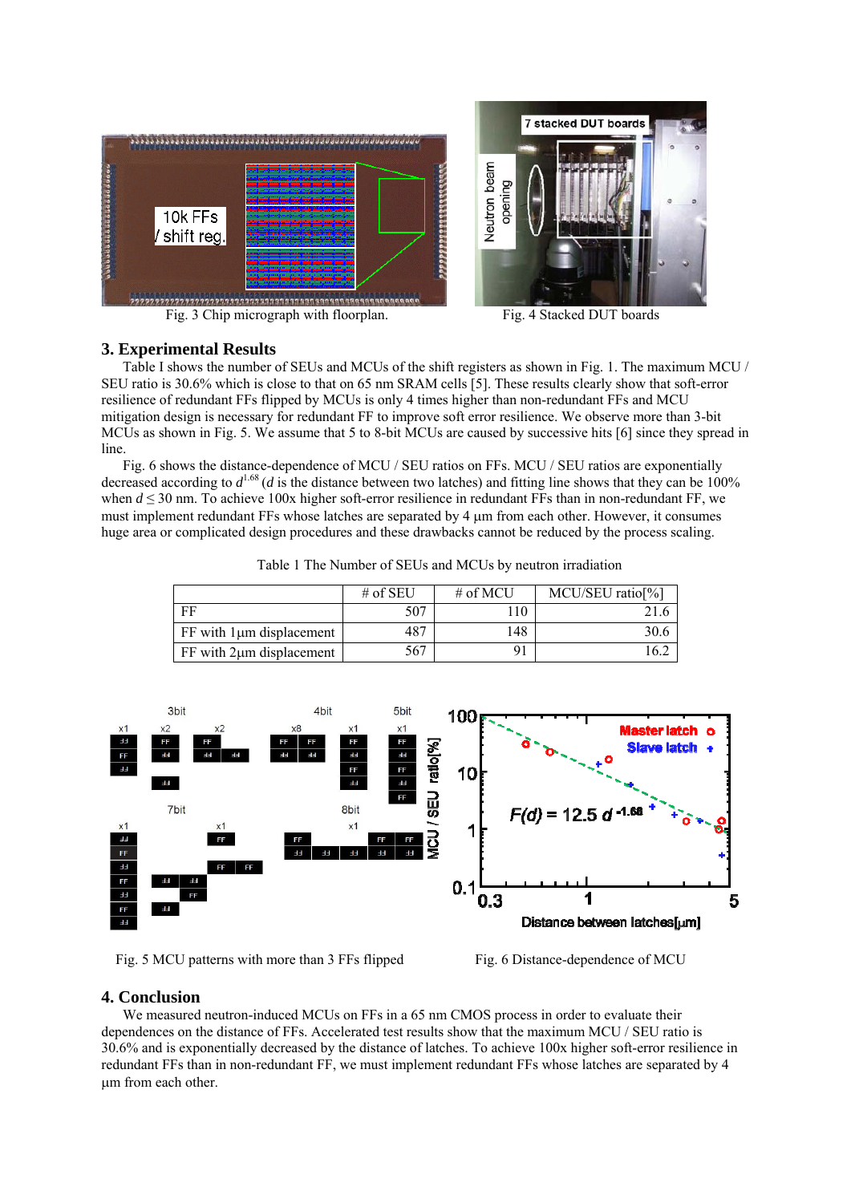Fig. 3 Chip micrograph with floorplan.

Fig. 4 Stacked DUT boards

## 3. Experimental Results

Table I shows the number of SEUs and MCUs of the shift registers as shown in Fig. 1. The maximum MCU / SEU ratio is 30.6% which is close to that on 65 nm SRAM cells [5]. These results clearly show that soft-error resilience of redundant FFs flipped by MCUs is only 4 times higher than non-redundant FFs and MCU mitigation design is necessary for redundant FF to improve soft error resilience. We observe more than 3-bit MCUs as shown in Fig. 5. We assume that 5 to 8-bit MCUs are caused by successive hits [6] since they spread in line.

Fig. 6 shows the distance-dependence of MCU / SEU ratios on FFs. MCU / SEU ratios are exponentially decreased according to $d^{1.68}$ ($d$ is the distance between two latches) and fitting line shows that they can be 100% when $d \leq 30$ nm. To achieve 100x higher soft-error resilience in redundant FFs than in non-redundant FF, we must implement redundant FFs whose latches are separated by 4 µm from each other. However, it consumes huge area or complicated design procedures and these drawbacks cannot be reduced by the process scaling.

Table 1 The Number of SEUs and MCUs by neutron irradiation

| | # of SEU | # of MCU | MCU/SEU ratio[%] |
|---|---|---|---|
| FF | 507 | 110 | 21.6 |
| FF with 1µm displacement | 487 | 148 | 30.6 |
| FF with 2µm displacement | 567 | 91 | 16.2 |

Fig. 5 MCU patterns with more than 3 FFs flipped

Fig. 6 Distance-dependence of MCU

## 4. Conclusion

We measured neutron-induced MCUs on FFs in a 65 nm CMOS process in order to evaluate their dependences on the distance of FFs. Accelerated test results show that the maximum MCU / SEU ratio is 30.6% and is exponentially decreased by the distance of latches. To achieve 100x higher soft-error resilience in redundant FFs than in non-redundant FF, we must implement redundant FFs whose latches are separated by 4 µm from each other.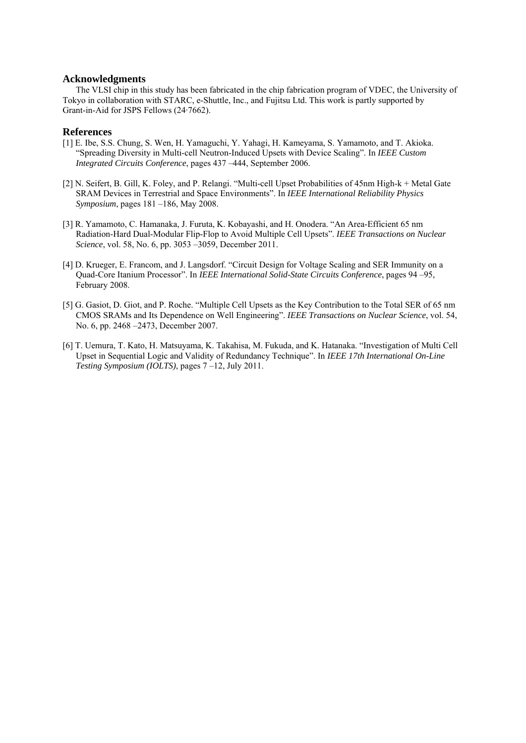## Acknowledgments

The VLSI chip in this study has been fabricated in the chip fabrication program of VDEC, the University of Tokyo in collaboration with STARC, e-Shuttle, Inc., and Fujitsu Ltd. This work is partly supported by Grant-in-Aid for JSPS Fellows (24·7662).

## References

[1] E. Ibe, S.S. Chung, S. Wen, H. Yamaguchi, Y. Yahagi, H. Kameyama, S. Yamamoto, and T. Akioka. "Spreading Diversity in Multi-cell Neutron-Induced Upsets with Device Scaling". In *IEEE Custom Integrated Circuits Conference*, pages 437 –444, September 2006.

[2] N. Seifert, B. Gill, K. Foley, and P. Relangi. "Multi-cell Upset Probabilities of 45nm High-k + Metal Gate SRAM Devices in Terrestrial and Space Environments". In *IEEE International Reliability Physics Symposium*, pages 181 –186, May 2008.

[3] R. Yamamoto, C. Hamanaka, J. Furuta, K. Kobayashi, and H. Onodera. "An Area-Efficient 65 nm Radiation-Hard Dual-Modular Flip-Flop to Avoid Multiple Cell Upsets". *IEEE Transactions on Nuclear Science*, vol. 58, No. 6, pp. 3053 –3059, December 2011.

[4] D. Krueger, E. Francom, and J. Langsdorf. "Circuit Design for Voltage Scaling and SER Immunity on a Quad-Core Itanium Processor". In *IEEE International Solid-State Circuits Conference*, pages 94 –95, February 2008.

[5] G. Gasiot, D. Giot, and P. Roche. "Multiple Cell Upsets as the Key Contribution to the Total SER of 65 nm CMOS SRAMs and Its Dependence on Well Engineering". *IEEE Transactions on Nuclear Science*, vol. 54, No. 6, pp. 2468 –2473, December 2007.

[6] T. Uemura, T. Kato, H. Matsuyama, K. Takahisa, M. Fukuda, and K. Hatanaka. "Investigation of Multi Cell Upset in Sequential Logic and Validity of Redundancy Technique". In *IEEE 17th International On-Line Testing Symposium (IOLTS)*, pages 7 –12, July 2011.